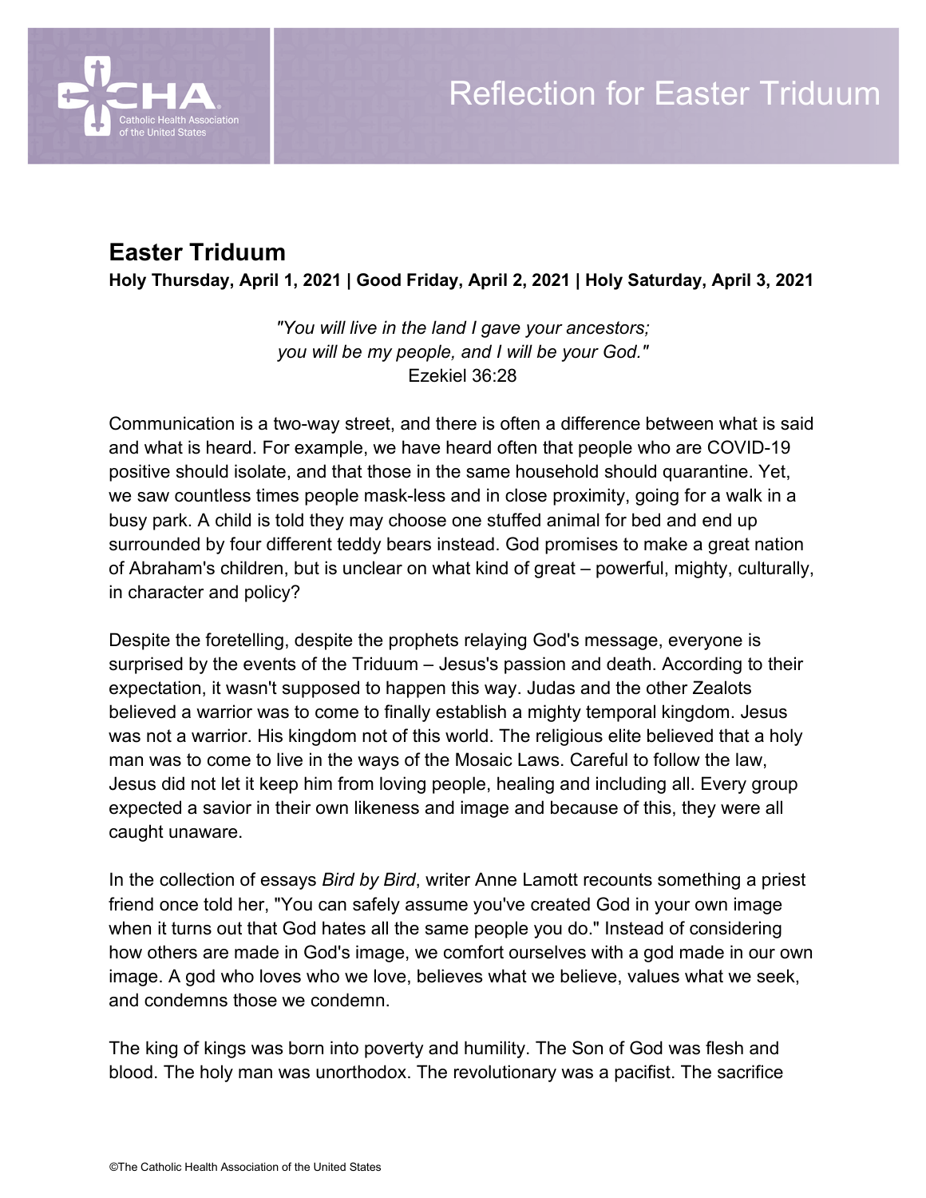# Reflection for Easter Triduum

## Easter Triduum

**Holy Thursday, April 1, 2021 | Good Friday, April 2, 2021 | Holy Saturday, April 3, 2021**

*"You will live in the land I gave your ancestors;*
*you will be my people, and I will be your God."*
Ezekiel 36:28

Communication is a two-way street, and there is often a difference between what is said and what is heard. For example, we have heard often that people who are COVID-19 positive should isolate, and that those in the same household should quarantine. Yet, we saw countless times people mask-less and in close proximity, going for a walk in a busy park. A child is told they may choose one stuffed animal for bed and end up surrounded by four different teddy bears instead. God promises to make a great nation of Abraham's children, but is unclear on what kind of great – powerful, mighty, culturally, in character and policy?

Despite the foretelling, despite the prophets relaying God's message, everyone is surprised by the events of the Triduum – Jesus's passion and death. According to their expectation, it wasn't supposed to happen this way. Judas and the other Zealots believed a warrior was to come to finally establish a mighty temporal kingdom. Jesus was not a warrior. His kingdom not of this world. The religious elite believed that a holy man was to come to live in the ways of the Mosaic Laws. Careful to follow the law, Jesus did not let it keep him from loving people, healing and including all. Every group expected a savior in their own likeness and image and because of this, they were all caught unaware.

In the collection of essays *Bird by Bird*, writer Anne Lamott recounts something a priest friend once told her, "You can safely assume you've created God in your own image when it turns out that God hates all the same people you do." Instead of considering how others are made in God's image, we comfort ourselves with a god made in our own image. A god who loves who we love, believes what we believe, values what we seek, and condemns those we condemn.

The king of kings was born into poverty and humility. The Son of God was flesh and blood. The holy man was unorthodox. The revolutionary was a pacifist. The sacrifice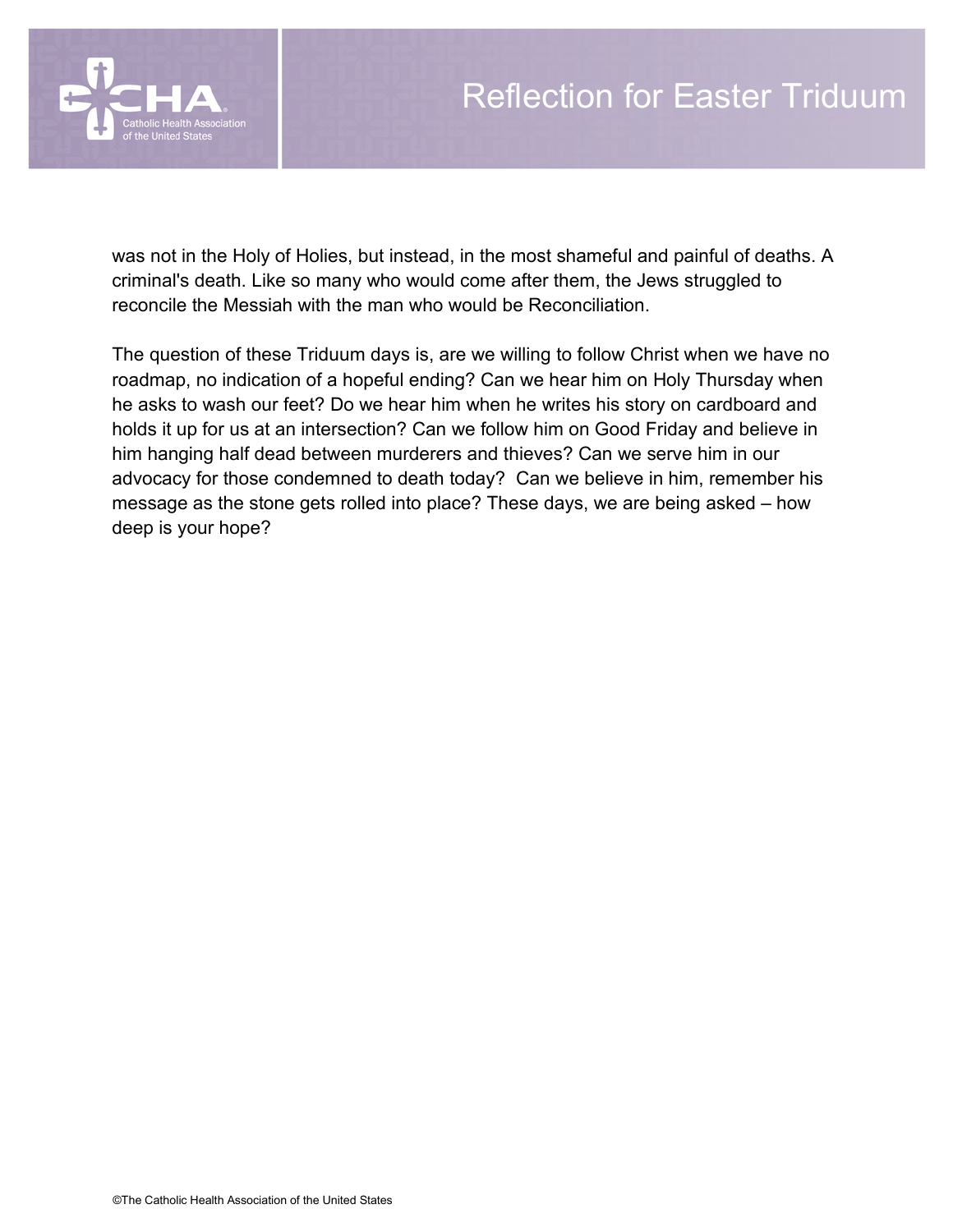was not in the Holy of Holies, but instead, in the most shameful and painful of deaths. A criminal's death. Like so many who would come after them, the Jews struggled to reconcile the Messiah with the man who would be Reconciliation.

The question of these Triduum days is, are we willing to follow Christ when we have no roadmap, no indication of a hopeful ending? Can we hear him on Holy Thursday when he asks to wash our feet? Do we hear him when he writes his story on cardboard and holds it up for us at an intersection? Can we follow him on Good Friday and believe in him hanging half dead between murderers and thieves? Can we serve him in our advocacy for those condemned to death today? Can we believe in him, remember his message as the stone gets rolled into place? These days, we are being asked – how deep is your hope?